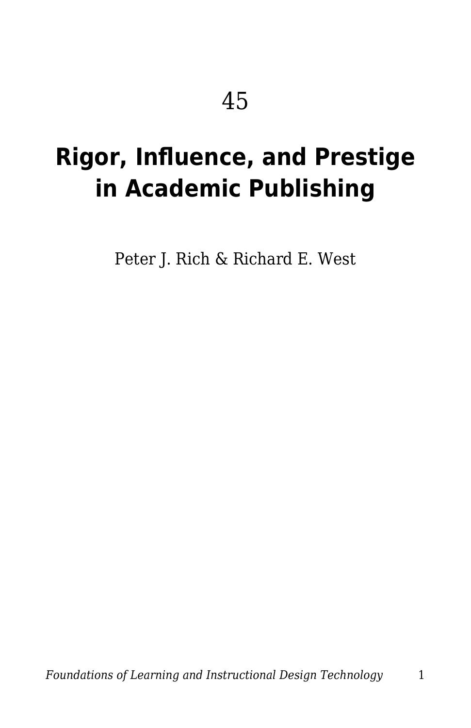45

# Rigor, Influence, and Prestige in Academic Publishing

Peter J. Rich & Richard E. West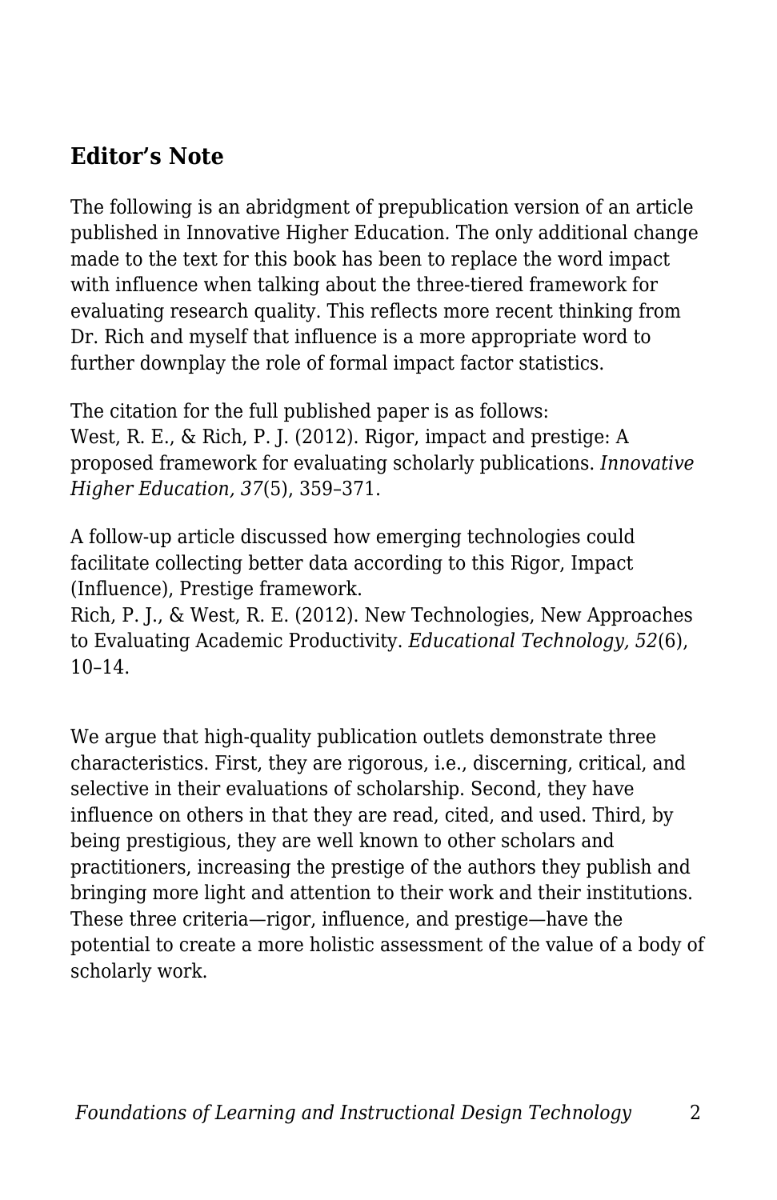## Editor's Note

The following is an abridgment of prepublication version of an article published in Innovative Higher Education. The only additional change made to the text for this book has been to replace the word impact with influence when talking about the three-tiered framework for evaluating research quality. This reflects more recent thinking from Dr. Rich and myself that influence is a more appropriate word to further downplay the role of formal impact factor statistics.

The citation for the full published paper is as follows:
West, R. E., & Rich, P. J. (2012). Rigor, impact and prestige: A proposed framework for evaluating scholarly publications. *Innovative Higher Education, 37*(5), 359–371.

A follow-up article discussed how emerging technologies could facilitate collecting better data according to this Rigor, Impact (Influence), Prestige framework.
Rich, P. J., & West, R. E. (2012). New Technologies, New Approaches to Evaluating Academic Productivity. *Educational Technology, 52*(6), 10–14.

We argue that high-quality publication outlets demonstrate three characteristics. First, they are rigorous, i.e., discerning, critical, and selective in their evaluations of scholarship. Second, they have influence on others in that they are read, cited, and used. Third, by being prestigious, they are well known to other scholars and practitioners, increasing the prestige of the authors they publish and bringing more light and attention to their work and their institutions. These three criteria—rigor, influence, and prestige—have the potential to create a more holistic assessment of the value of a body of scholarly work.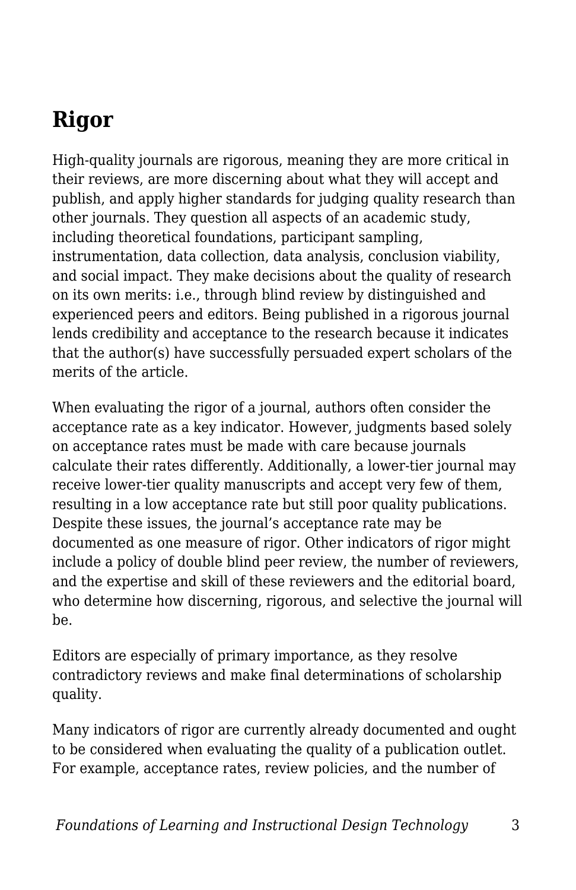## Rigor

High-quality journals are rigorous, meaning they are more critical in their reviews, are more discerning about what they will accept and publish, and apply higher standards for judging quality research than other journals. They question all aspects of an academic study, including theoretical foundations, participant sampling, instrumentation, data collection, data analysis, conclusion viability, and social impact. They make decisions about the quality of research on its own merits: i.e., through blind review by distinguished and experienced peers and editors. Being published in a rigorous journal lends credibility and acceptance to the research because it indicates that the author(s) have successfully persuaded expert scholars of the merits of the article.

When evaluating the rigor of a journal, authors often consider the acceptance rate as a key indicator. However, judgments based solely on acceptance rates must be made with care because journals calculate their rates differently. Additionally, a lower-tier journal may receive lower-tier quality manuscripts and accept very few of them, resulting in a low acceptance rate but still poor quality publications. Despite these issues, the journal's acceptance rate may be documented as one measure of rigor. Other indicators of rigor might include a policy of double blind peer review, the number of reviewers, and the expertise and skill of these reviewers and the editorial board, who determine how discerning, rigorous, and selective the journal will be.

Editors are especially of primary importance, as they resolve contradictory reviews and make final determinations of scholarship quality.

Many indicators of rigor are currently already documented and ought to be considered when evaluating the quality of a publication outlet. For example, acceptance rates, review policies, and the number of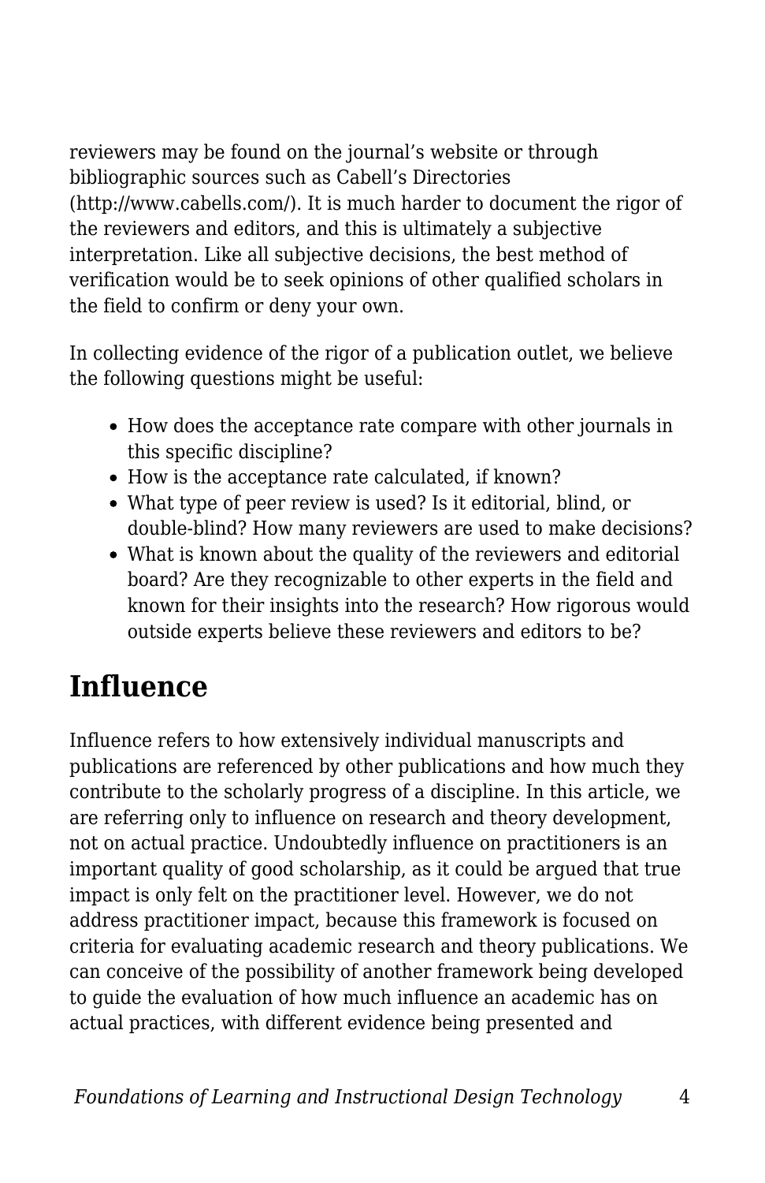reviewers may be found on the journal's website or through bibliographic sources such as Cabell's Directories (http://www.cabells.com/). It is much harder to document the rigor of the reviewers and editors, and this is ultimately a subjective interpretation. Like all subjective decisions, the best method of verification would be to seek opinions of other qualified scholars in the field to confirm or deny your own.

In collecting evidence of the rigor of a publication outlet, we believe the following questions might be useful:

- How does the acceptance rate compare with other journals in this specific discipline?
- How is the acceptance rate calculated, if known?
- What type of peer review is used? Is it editorial, blind, or double-blind? How many reviewers are used to make decisions?
- What is known about the quality of the reviewers and editorial board? Are they recognizable to other experts in the field and known for their insights into the research? How rigorous would outside experts believe these reviewers and editors to be?

## Influence

Influence refers to how extensively individual manuscripts and publications are referenced by other publications and how much they contribute to the scholarly progress of a discipline. In this article, we are referring only to influence on research and theory development, not on actual practice. Undoubtedly influence on practitioners is an important quality of good scholarship, as it could be argued that true impact is only felt on the practitioner level. However, we do not address practitioner impact, because this framework is focused on criteria for evaluating academic research and theory publications. We can conceive of the possibility of another framework being developed to guide the evaluation of how much influence an academic has on actual practices, with different evidence being presented and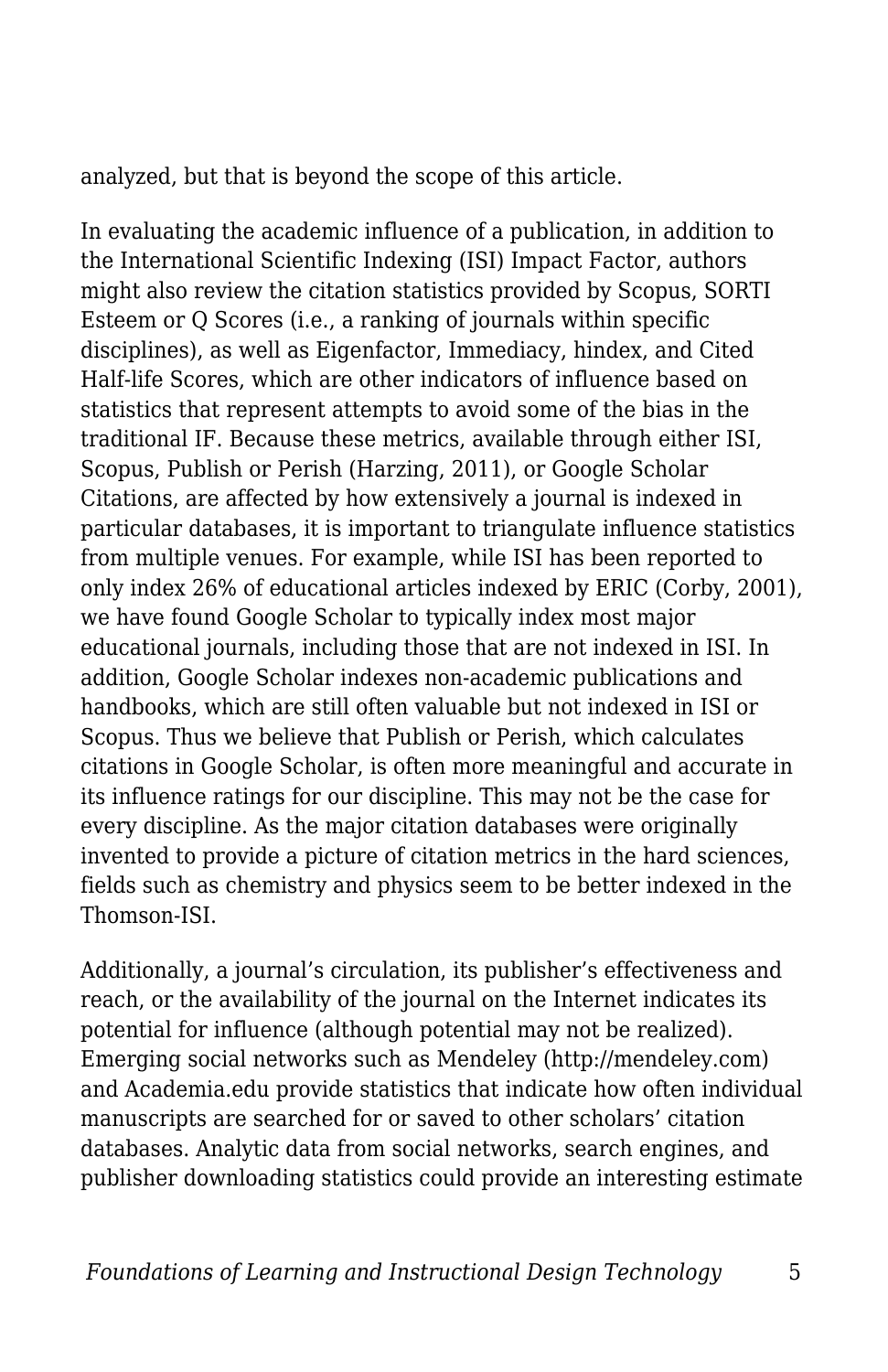analyzed, but that is beyond the scope of this article.

In evaluating the academic influence of a publication, in addition to the International Scientific Indexing (ISI) Impact Factor, authors might also review the citation statistics provided by Scopus, SORTI Esteem or Q Scores (i.e., a ranking of journals within specific disciplines), as well as Eigenfactor, Immediacy, hindex, and Cited Half-life Scores, which are other indicators of influence based on statistics that represent attempts to avoid some of the bias in the traditional IF. Because these metrics, available through either ISI, Scopus, Publish or Perish (Harzing, 2011), or Google Scholar Citations, are affected by how extensively a journal is indexed in particular databases, it is important to triangulate influence statistics from multiple venues. For example, while ISI has been reported to only index 26% of educational articles indexed by ERIC (Corby, 2001), we have found Google Scholar to typically index most major educational journals, including those that are not indexed in ISI. In addition, Google Scholar indexes non-academic publications and handbooks, which are still often valuable but not indexed in ISI or Scopus. Thus we believe that Publish or Perish, which calculates citations in Google Scholar, is often more meaningful and accurate in its influence ratings for our discipline. This may not be the case for every discipline. As the major citation databases were originally invented to provide a picture of citation metrics in the hard sciences, fields such as chemistry and physics seem to be better indexed in the Thomson-ISI.

Additionally, a journal's circulation, its publisher's effectiveness and reach, or the availability of the journal on the Internet indicates its potential for influence (although potential may not be realized). Emerging social networks such as Mendeley (http://mendeley.com) and Academia.edu provide statistics that indicate how often individual manuscripts are searched for or saved to other scholars' citation databases. Analytic data from social networks, search engines, and publisher downloading statistics could provide an interesting estimate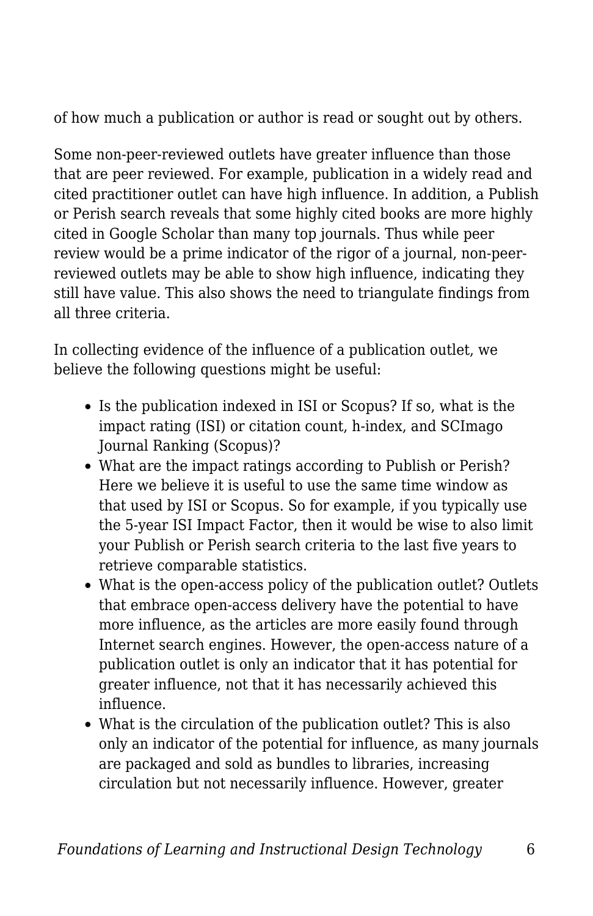of how much a publication or author is read or sought out by others.

Some non-peer-reviewed outlets have greater influence than those that are peer reviewed. For example, publication in a widely read and cited practitioner outlet can have high influence. In addition, a Publish or Perish search reveals that some highly cited books are more highly cited in Google Scholar than many top journals. Thus while peer review would be a prime indicator of the rigor of a journal, non-peer-reviewed outlets may be able to show high influence, indicating they still have value. This also shows the need to triangulate findings from all three criteria.

In collecting evidence of the influence of a publication outlet, we believe the following questions might be useful:

- Is the publication indexed in ISI or Scopus? If so, what is the impact rating (ISI) or citation count, h-index, and SCImago Journal Ranking (Scopus)?
- What are the impact ratings according to Publish or Perish? Here we believe it is useful to use the same time window as that used by ISI or Scopus. So for example, if you typically use the 5-year ISI Impact Factor, then it would be wise to also limit your Publish or Perish search criteria to the last five years to retrieve comparable statistics.
- What is the open-access policy of the publication outlet? Outlets that embrace open-access delivery have the potential to have more influence, as the articles are more easily found through Internet search engines. However, the open-access nature of a publication outlet is only an indicator that it has potential for greater influence, not that it has necessarily achieved this influence.
- What is the circulation of the publication outlet? This is also only an indicator of the potential for influence, as many journals are packaged and sold as bundles to libraries, increasing circulation but not necessarily influence. However, greater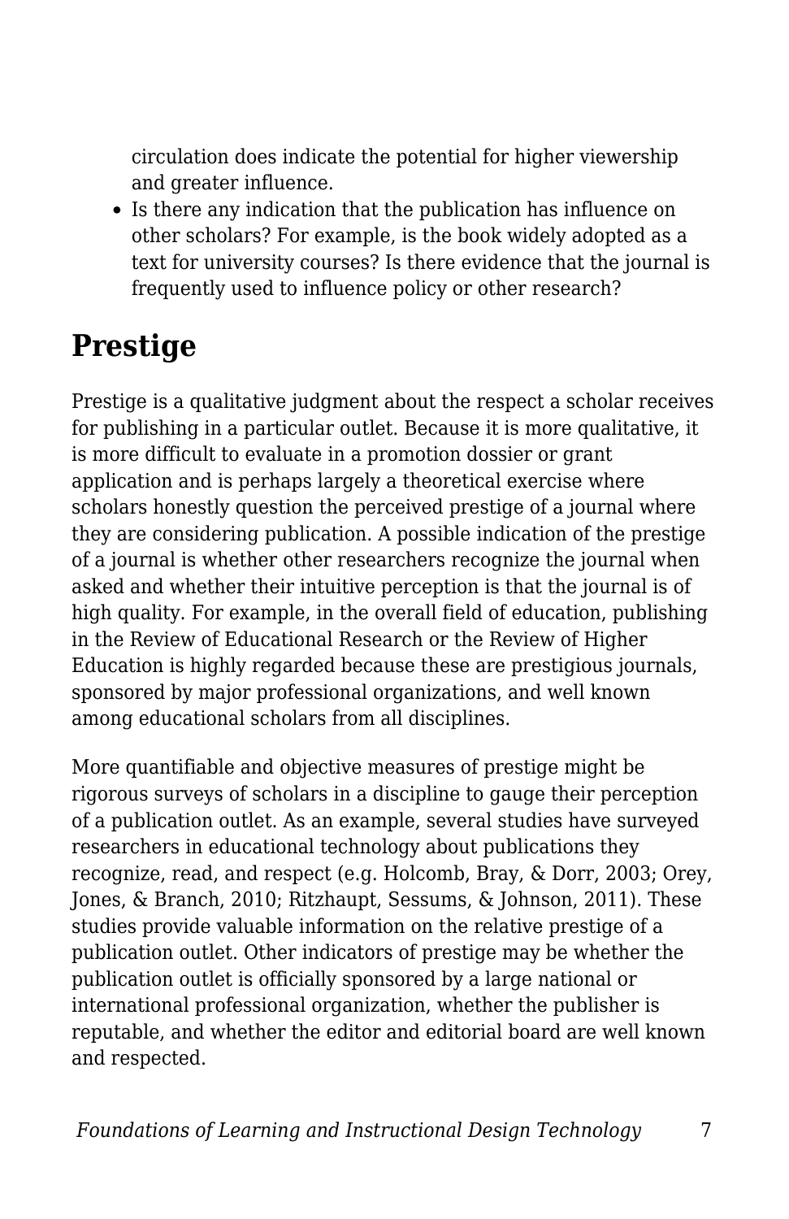circulation does indicate the potential for higher viewership and greater influence.

- Is there any indication that the publication has influence on other scholars? For example, is the book widely adopted as a text for university courses? Is there evidence that the journal is frequently used to influence policy or other research?

## Prestige

Prestige is a qualitative judgment about the respect a scholar receives for publishing in a particular outlet. Because it is more qualitative, it is more difficult to evaluate in a promotion dossier or grant application and is perhaps largely a theoretical exercise where scholars honestly question the perceived prestige of a journal where they are considering publication. A possible indication of the prestige of a journal is whether other researchers recognize the journal when asked and whether their intuitive perception is that the journal is of high quality. For example, in the overall field of education, publishing in the Review of Educational Research or the Review of Higher Education is highly regarded because these are prestigious journals, sponsored by major professional organizations, and well known among educational scholars from all disciplines.

More quantifiable and objective measures of prestige might be rigorous surveys of scholars in a discipline to gauge their perception of a publication outlet. As an example, several studies have surveyed researchers in educational technology about publications they recognize, read, and respect (e.g. Holcomb, Bray, & Dorr, 2003; Orey, Jones, & Branch, 2010; Ritzhaupt, Sessums, & Johnson, 2011). These studies provide valuable information on the relative prestige of a publication outlet. Other indicators of prestige may be whether the publication outlet is officially sponsored by a large national or international professional organization, whether the publisher is reputable, and whether the editor and editorial board are well known and respected.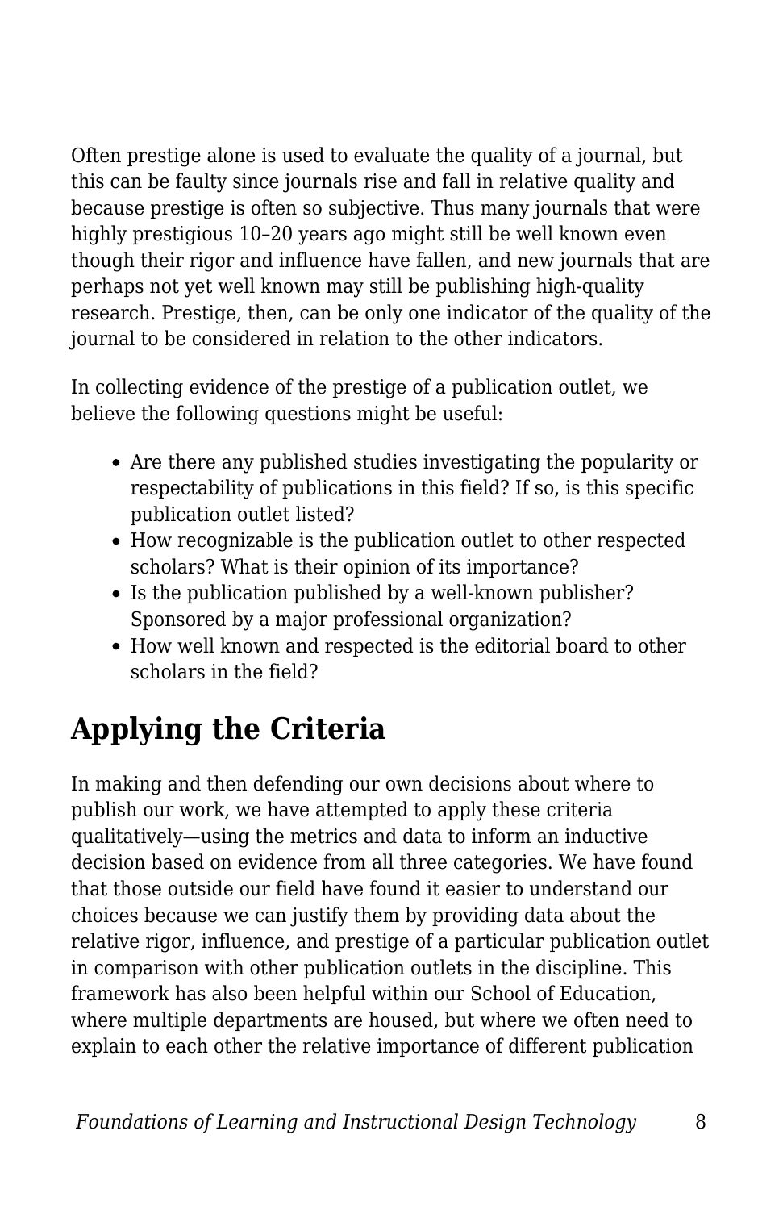Often prestige alone is used to evaluate the quality of a journal, but this can be faulty since journals rise and fall in relative quality and because prestige is often so subjective. Thus many journals that were highly prestigious 10–20 years ago might still be well known even though their rigor and influence have fallen, and new journals that are perhaps not yet well known may still be publishing high-quality research. Prestige, then, can be only one indicator of the quality of the journal to be considered in relation to the other indicators.

In collecting evidence of the prestige of a publication outlet, we believe the following questions might be useful:

- Are there any published studies investigating the popularity or respectability of publications in this field? If so, is this specific publication outlet listed?
- How recognizable is the publication outlet to other respected scholars? What is their opinion of its importance?
- Is the publication published by a well-known publisher? Sponsored by a major professional organization?
- How well known and respected is the editorial board to other scholars in the field?

## Applying the Criteria

In making and then defending our own decisions about where to publish our work, we have attempted to apply these criteria qualitatively—using the metrics and data to inform an inductive decision based on evidence from all three categories. We have found that those outside our field have found it easier to understand our choices because we can justify them by providing data about the relative rigor, influence, and prestige of a particular publication outlet in comparison with other publication outlets in the discipline. This framework has also been helpful within our School of Education, where multiple departments are housed, but where we often need to explain to each other the relative importance of different publication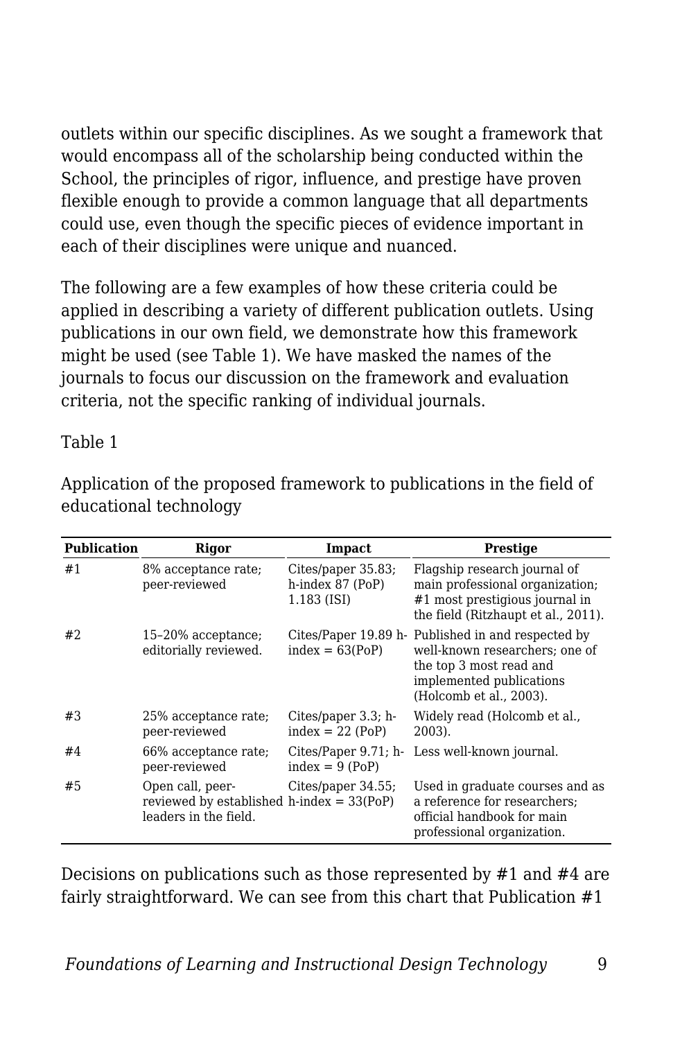outlets within our specific disciplines. As we sought a framework that would encompass all of the scholarship being conducted within the School, the principles of rigor, influence, and prestige have proven flexible enough to provide a common language that all departments could use, even though the specific pieces of evidence important in each of their disciplines were unique and nuanced.

The following are a few examples of how these criteria could be applied in describing a variety of different publication outlets. Using publications in our own field, we demonstrate how this framework might be used (see Table 1). We have masked the names of the journals to focus our discussion on the framework and evaluation criteria, not the specific ranking of individual journals.

Table 1

Application of the proposed framework to publications in the field of educational technology

| Publication | Rigor | Impact | Prestige |
|---|---|---|---|
| #1 | 8% acceptance rate; peer-reviewed | Cites/paper 35.83; h-index 87 (PoP) 1.183 (ISI) | Flagship research journal of main professional organization; #1 most prestigious journal in the field (Ritzhaupt et al., 2011). |
| #2 | 15–20% acceptance; editorially reviewed. | Cites/Paper 19.89 h-index = 63(PoP) | Published in and respected by well-known researchers; one of the top 3 most read and implemented publications (Holcomb et al., 2003). |
| #3 | 25% acceptance rate; peer-reviewed | Cites/paper 3.3; h-index = 22 (PoP) | Widely read (Holcomb et al., 2003). |
| #4 | 66% acceptance rate; peer-reviewed | Cites/Paper 9.71; h-index = 9 (PoP) | Less well-known journal. |
| #5 | Open call, peer-reviewed by established leaders in the field. | Cites/paper 34.55; h-index = 33(PoP) | Used in graduate courses and as a reference for researchers; official handbook for main professional organization. |

Decisions on publications such as those represented by #1 and #4 are fairly straightforward. We can see from this chart that Publication #1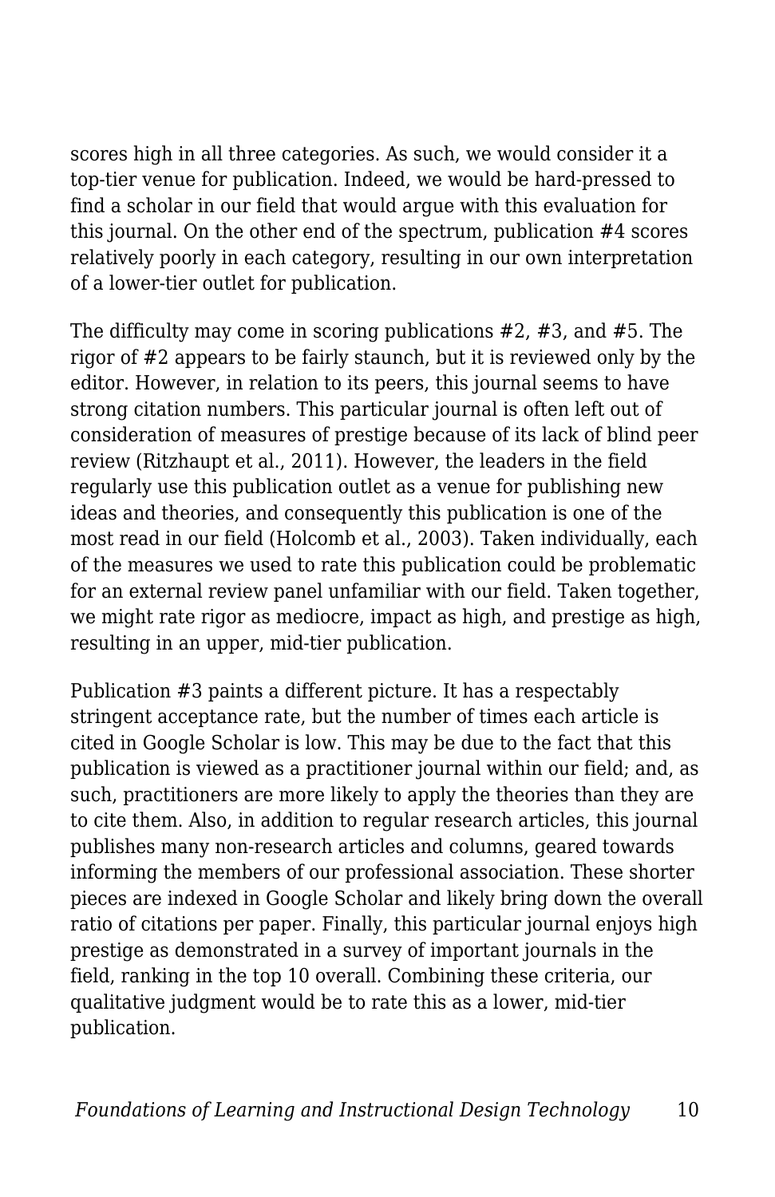scores high in all three categories. As such, we would consider it a top-tier venue for publication. Indeed, we would be hard-pressed to find a scholar in our field that would argue with this evaluation for this journal. On the other end of the spectrum, publication #4 scores relatively poorly in each category, resulting in our own interpretation of a lower-tier outlet for publication.

The difficulty may come in scoring publications #2, #3, and #5. The rigor of #2 appears to be fairly staunch, but it is reviewed only by the editor. However, in relation to its peers, this journal seems to have strong citation numbers. This particular journal is often left out of consideration of measures of prestige because of its lack of blind peer review (Ritzhaupt et al., 2011). However, the leaders in the field regularly use this publication outlet as a venue for publishing new ideas and theories, and consequently this publication is one of the most read in our field (Holcomb et al., 2003). Taken individually, each of the measures we used to rate this publication could be problematic for an external review panel unfamiliar with our field. Taken together, we might rate rigor as mediocre, impact as high, and prestige as high, resulting in an upper, mid-tier publication.

Publication #3 paints a different picture. It has a respectably stringent acceptance rate, but the number of times each article is cited in Google Scholar is low. This may be due to the fact that this publication is viewed as a practitioner journal within our field; and, as such, practitioners are more likely to apply the theories than they are to cite them. Also, in addition to regular research articles, this journal publishes many non-research articles and columns, geared towards informing the members of our professional association. These shorter pieces are indexed in Google Scholar and likely bring down the overall ratio of citations per paper. Finally, this particular journal enjoys high prestige as demonstrated in a survey of important journals in the field, ranking in the top 10 overall. Combining these criteria, our qualitative judgment would be to rate this as a lower, mid-tier publication.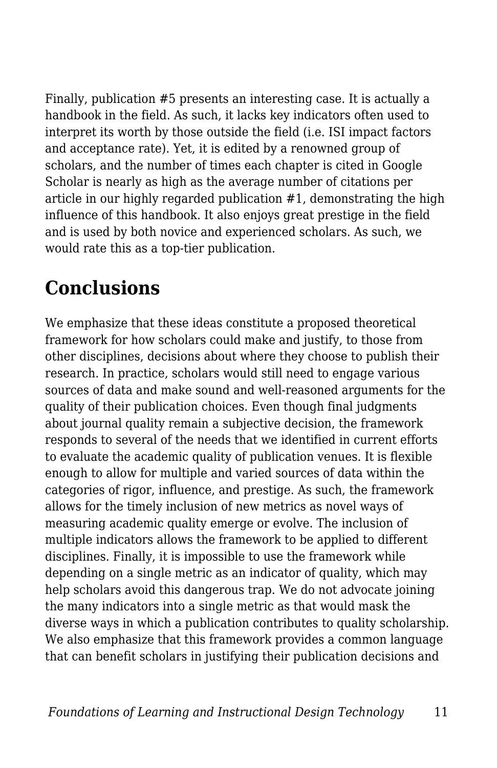Finally, publication #5 presents an interesting case. It is actually a handbook in the field. As such, it lacks key indicators often used to interpret its worth by those outside the field (i.e. ISI impact factors and acceptance rate). Yet, it is edited by a renowned group of scholars, and the number of times each chapter is cited in Google Scholar is nearly as high as the average number of citations per article in our highly regarded publication #1, demonstrating the high influence of this handbook. It also enjoys great prestige in the field and is used by both novice and experienced scholars. As such, we would rate this as a top-tier publication.

## Conclusions

We emphasize that these ideas constitute a proposed theoretical framework for how scholars could make and justify, to those from other disciplines, decisions about where they choose to publish their research. In practice, scholars would still need to engage various sources of data and make sound and well-reasoned arguments for the quality of their publication choices. Even though final judgments about journal quality remain a subjective decision, the framework responds to several of the needs that we identified in current efforts to evaluate the academic quality of publication venues. It is flexible enough to allow for multiple and varied sources of data within the categories of rigor, influence, and prestige. As such, the framework allows for the timely inclusion of new metrics as novel ways of measuring academic quality emerge or evolve. The inclusion of multiple indicators allows the framework to be applied to different disciplines. Finally, it is impossible to use the framework while depending on a single metric as an indicator of quality, which may help scholars avoid this dangerous trap. We do not advocate joining the many indicators into a single metric as that would mask the diverse ways in which a publication contributes to quality scholarship. We also emphasize that this framework provides a common language that can benefit scholars in justifying their publication decisions and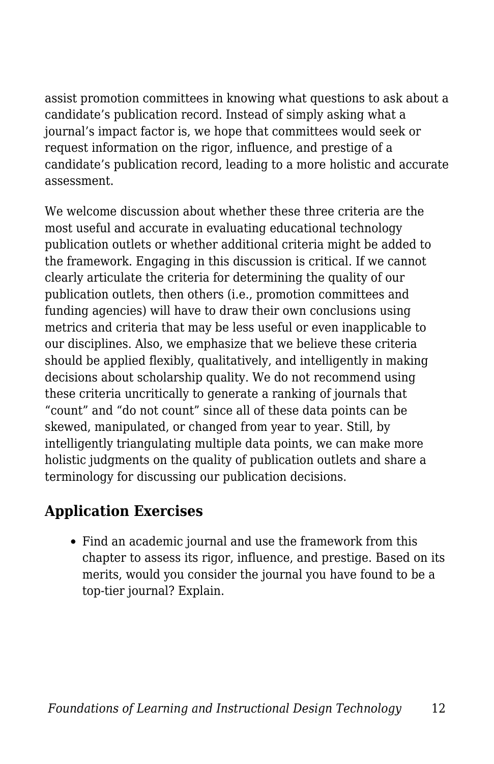assist promotion committees in knowing what questions to ask about a candidate's publication record. Instead of simply asking what a journal's impact factor is, we hope that committees would seek or request information on the rigor, influence, and prestige of a candidate's publication record, leading to a more holistic and accurate assessment.

We welcome discussion about whether these three criteria are the most useful and accurate in evaluating educational technology publication outlets or whether additional criteria might be added to the framework. Engaging in this discussion is critical. If we cannot clearly articulate the criteria for determining the quality of our publication outlets, then others (i.e., promotion committees and funding agencies) will have to draw their own conclusions using metrics and criteria that may be less useful or even inapplicable to our disciplines. Also, we emphasize that we believe these criteria should be applied flexibly, qualitatively, and intelligently in making decisions about scholarship quality. We do not recommend using these criteria uncritically to generate a ranking of journals that "count" and "do not count" since all of these data points can be skewed, manipulated, or changed from year to year. Still, by intelligently triangulating multiple data points, we can make more holistic judgments on the quality of publication outlets and share a terminology for discussing our publication decisions.

## Application Exercises

- Find an academic journal and use the framework from this chapter to assess its rigor, influence, and prestige. Based on its merits, would you consider the journal you have found to be a top-tier journal? Explain.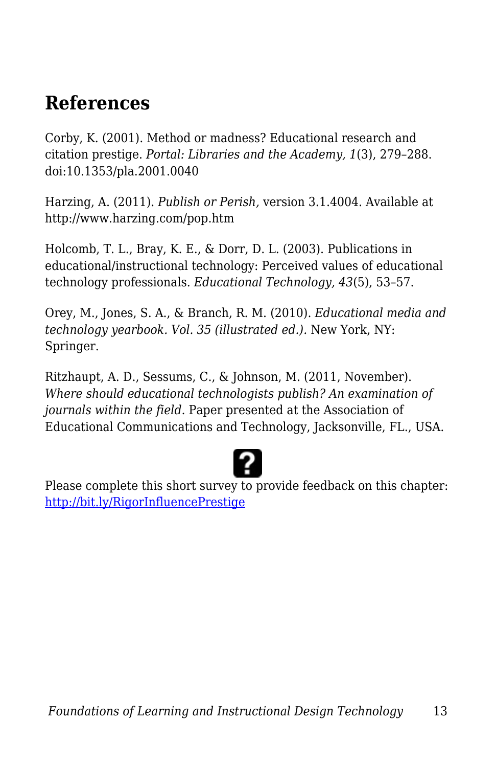## References

Corby, K. (2001). Method or madness? Educational research and citation prestige. *Portal: Libraries and the Academy, 1*(3), 279–288. doi:10.1353/pla.2001.0040

Harzing, A. (2011). *Publish or Perish,* version 3.1.4004. Available at http://www.harzing.com/pop.htm

Holcomb, T. L., Bray, K. E., & Dorr, D. L. (2003). Publications in educational/instructional technology: Perceived values of educational technology professionals. *Educational Technology, 43*(5), 53–57.

Orey, M., Jones, S. A., & Branch, R. M. (2010). *Educational media and technology yearbook. Vol. 35 (illustrated ed.).* New York, NY: Springer.

Ritzhaupt, A. D., Sessums, C., & Johnson, M. (2011, November). *Where should educational technologists publish? An examination of journals within the field.* Paper presented at the Association of Educational Communications and Technology, Jacksonville, FL., USA.

Please complete this short survey to provide feedback on this chapter: http://bit.ly/RigorInfluencePrestige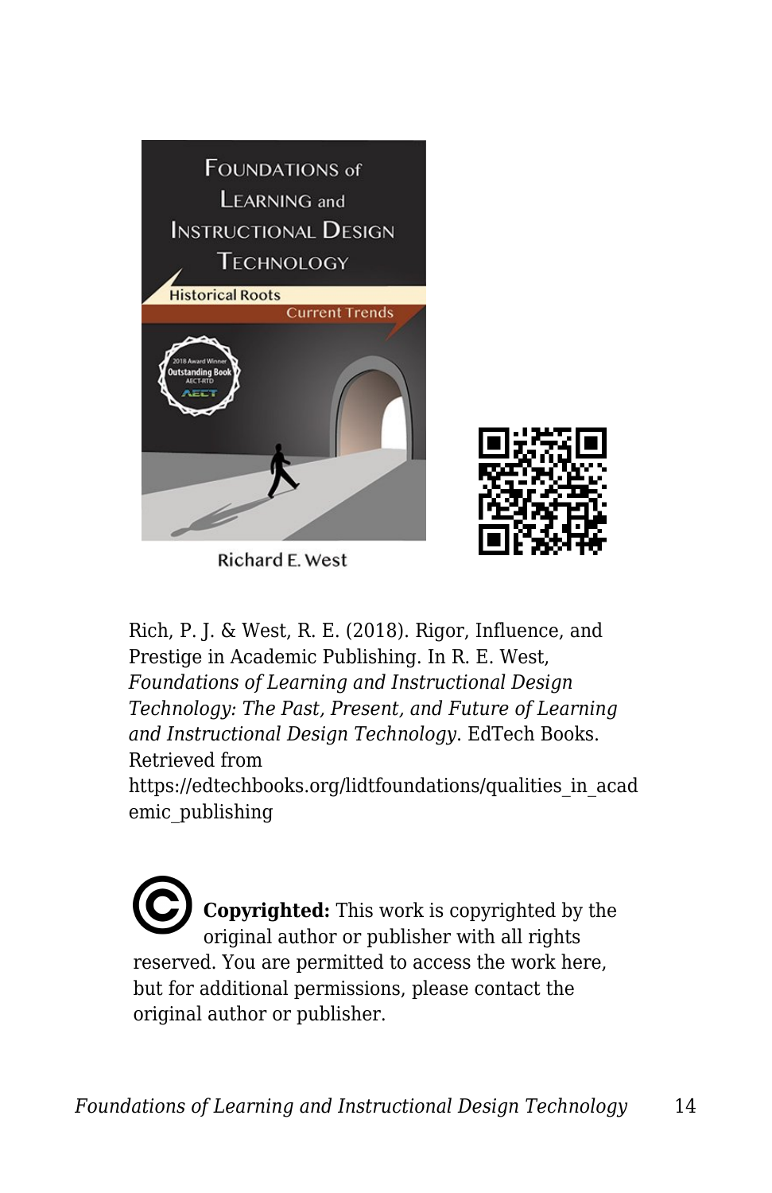Rich, P. J. & West, R. E. (2018). Rigor, Influence, and Prestige in Academic Publishing. In R. E. West, *Foundations of Learning and Instructional Design Technology: The Past, Present, and Future of Learning and Instructional Design Technology*. EdTech Books. Retrieved from https://edtechbooks.org/lidtfoundations/qualities_in_academic_publishing

**Copyrighted:** This work is copyrighted by the original author or publisher with all rights reserved. You are permitted to access the work here, but for additional permissions, please contact the original author or publisher.